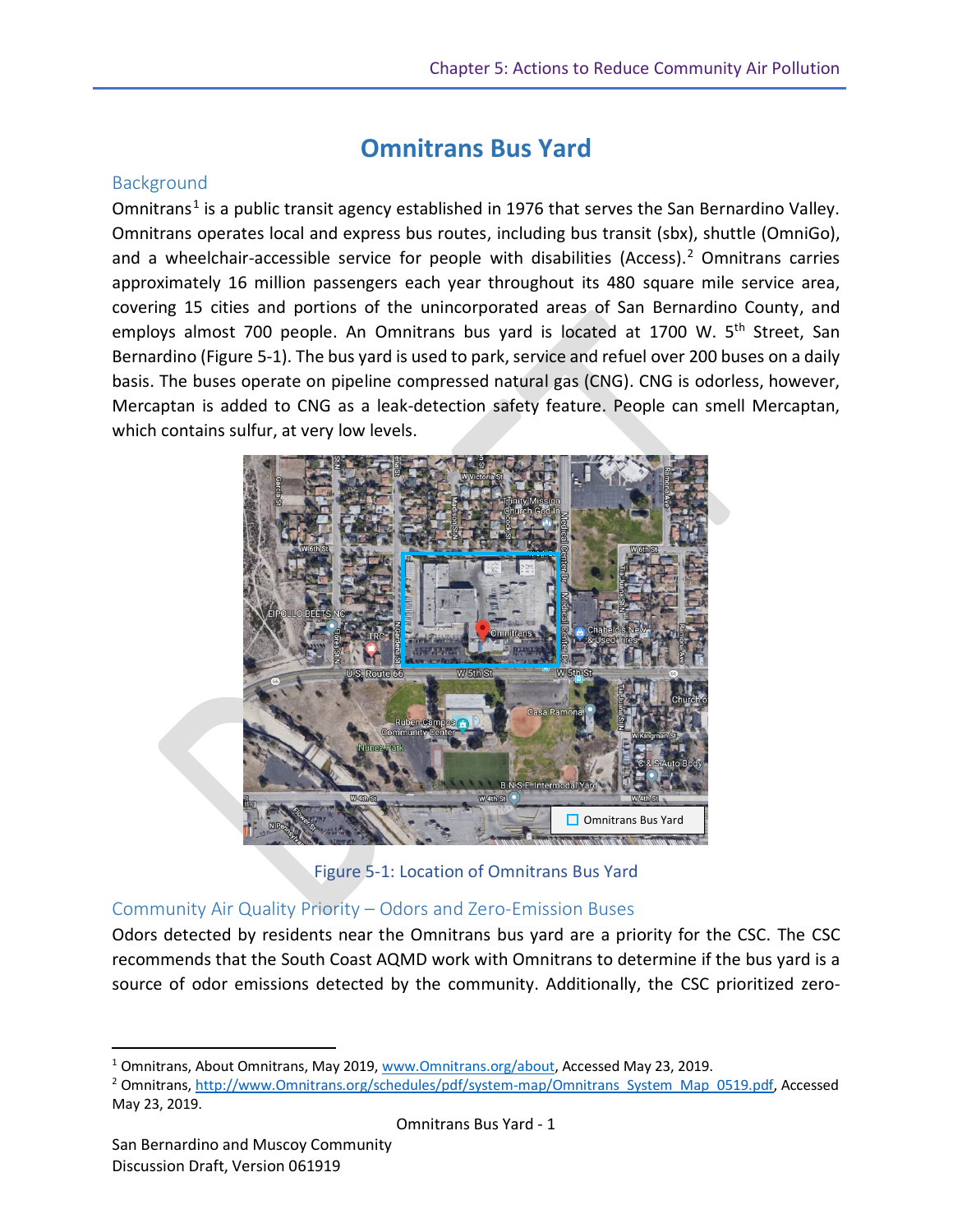# Omnitrans Bus Yard

## Background

Omnitrans[1] is a public transit agency established in 1976 that serves the San Bernardino Valley. Omnitrans operates local and express bus routes, including bus transit (sbx), shuttle (OmniGo), and a wheelchair-accessible service for people with disabilities (Access).[2] Omnitrans carries approximately 16 million passengers each year throughout its 480 square mile service area, covering 15 cities and portions of the unincorporated areas of San Bernardino County, and employs almost 700 people. An Omnitrans bus yard is located at 1700 W. 5th Street, San Bernardino (Figure 5-1). The bus yard is used to park, service and refuel over 200 buses on a daily basis. The buses operate on pipeline compressed natural gas (CNG). CNG is odorless, however, Mercaptan is added to CNG as a leak-detection safety feature. People can smell Mercaptan, which contains sulfur, at very low levels.

Figure 5-1: Location of Omnitrans Bus Yard

## Community Air Quality Priority – Odors and Zero-Emission Buses

Odors detected by residents near the Omnitrans bus yard are a priority for the CSC. The CSC recommends that the South Coast AQMD work with Omnitrans to determine if the bus yard is a source of odor emissions detected by the community. Additionally, the CSC prioritized zero-

---

[1] Omnitrans, About Omnitrans, May 2019, www.Omnitrans.org/about, Accessed May 23, 2019.

[2] Omnitrans, http://www.Omnitrans.org/schedules/pdf/system-map/Omnitrans_System_Map_0519.pdf, Accessed May 23, 2019.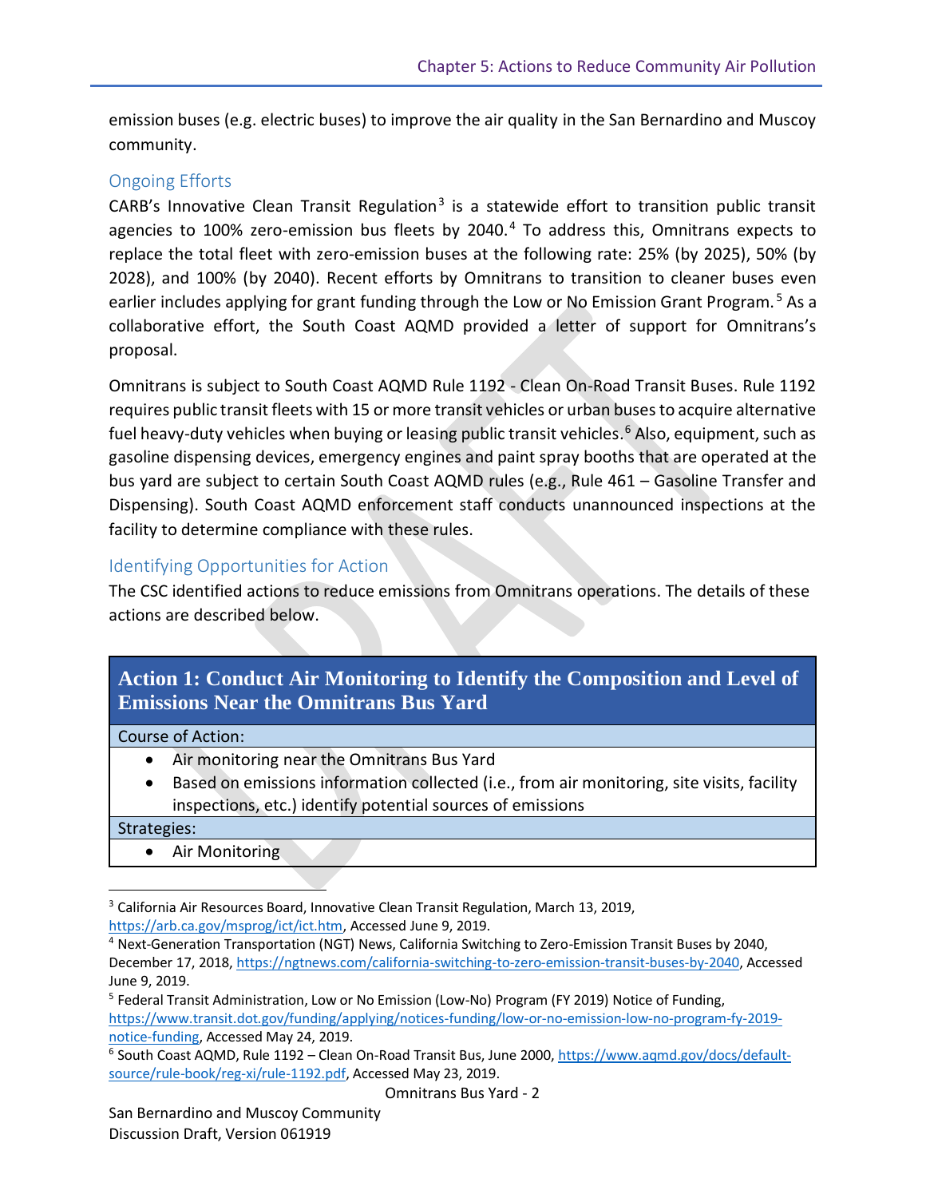emission buses (e.g. electric buses) to improve the air quality in the San Bernardino and Muscoy community.

### Ongoing Efforts

CARB's Innovative Clean Transit Regulation[3] is a statewide effort to transition public transit agencies to 100% zero-emission bus fleets by 2040.[4] To address this, Omnitrans expects to replace the total fleet with zero-emission buses at the following rate: 25% (by 2025), 50% (by 2028), and 100% (by 2040). Recent efforts by Omnitrans to transition to cleaner buses even earlier includes applying for grant funding through the Low or No Emission Grant Program.[5] As a collaborative effort, the South Coast AQMD provided a letter of support for Omnitrans's proposal.

Omnitrans is subject to South Coast AQMD Rule 1192 - Clean On-Road Transit Buses. Rule 1192 requires public transit fleets with 15 or more transit vehicles or urban buses to acquire alternative fuel heavy-duty vehicles when buying or leasing public transit vehicles.[6] Also, equipment, such as gasoline dispensing devices, emergency engines and paint spray booths that are operated at the bus yard are subject to certain South Coast AQMD rules (e.g., Rule 461 – Gasoline Transfer and Dispensing). South Coast AQMD enforcement staff conducts unannounced inspections at the facility to determine compliance with these rules.

### Identifying Opportunities for Action

The CSC identified actions to reduce emissions from Omnitrans operations. The details of these actions are described below.

| **Action 1: Conduct Air Monitoring to Identify the Composition and Level of Emissions Near the Omnitrans Bus Yard** |
|---|
| Course of Action: |
| • Air monitoring near the Omnitrans Bus Yard<br>• Based on emissions information collected (i.e., from air monitoring, site visits, facility inspections, etc.) identify potential sources of emissions |
| Strategies: |
| • Air Monitoring |

---

[3] California Air Resources Board, Innovative Clean Transit Regulation, March 13, 2019, https://arb.ca.gov/msprog/ict/ict.htm, Accessed June 9, 2019.

[4] Next-Generation Transportation (NGT) News, California Switching to Zero-Emission Transit Buses by 2040, December 17, 2018, https://ngtnews.com/california-switching-to-zero-emission-transit-buses-by-2040, Accessed June 9, 2019.

[5] Federal Transit Administration, Low or No Emission (Low-No) Program (FY 2019) Notice of Funding, https://www.transit.dot.gov/funding/applying/notices-funding/low-or-no-emission-low-no-program-fy-2019-notice-funding, Accessed May 24, 2019.

[6] South Coast AQMD, Rule 1192 – Clean On-Road Transit Bus, June 2000, https://www.aqmd.gov/docs/default-source/rule-book/reg-xi/rule-1192.pdf, Accessed May 23, 2019.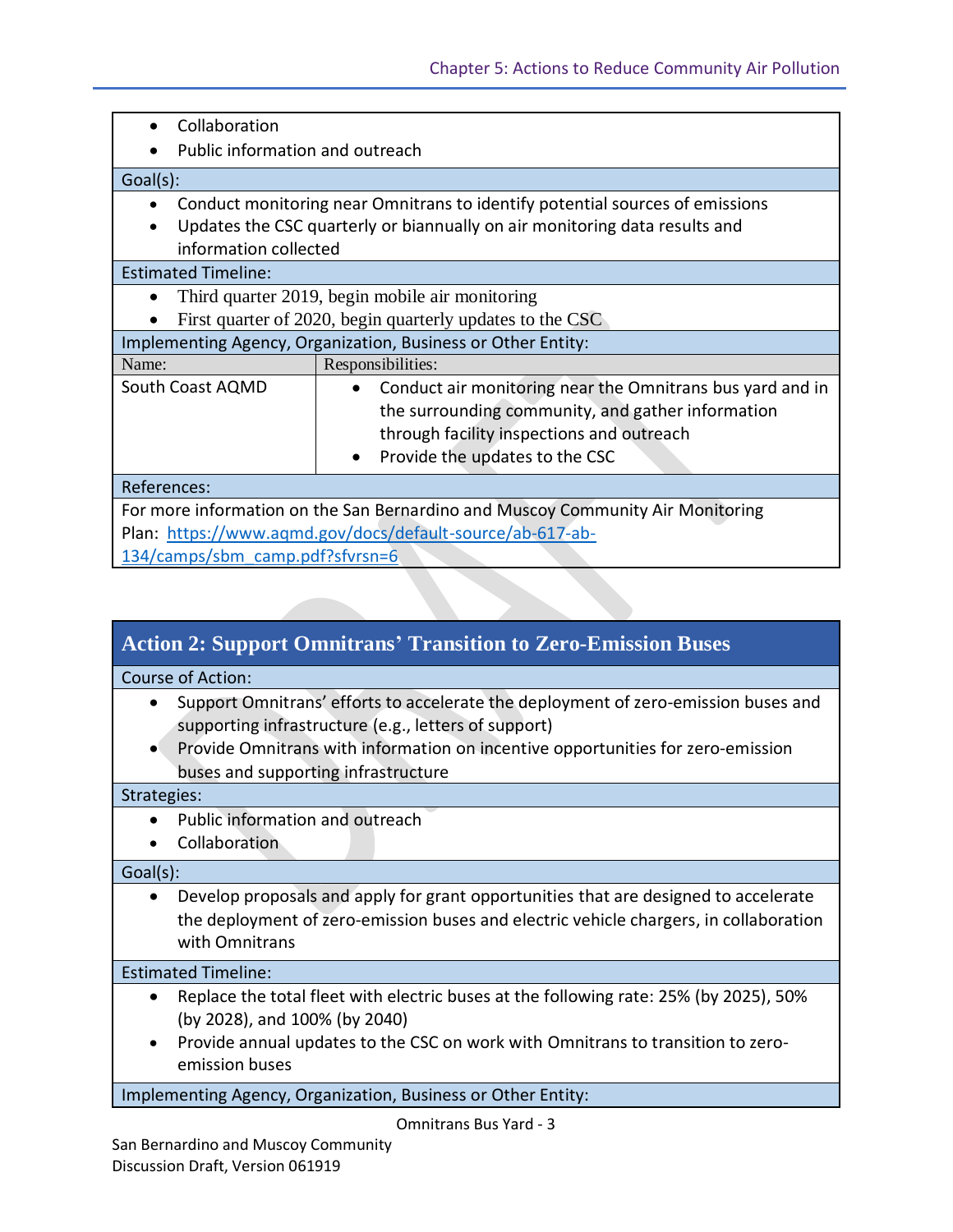- Collaboration
- Public information and outreach

**Goal(s):**

- Conduct monitoring near Omnitrans to identify potential sources of emissions
- Updates the CSC quarterly or biannually on air monitoring data results and information collected

**Estimated Timeline:**

- Third quarter 2019, begin mobile air monitoring
- First quarter of 2020, begin quarterly updates to the CSC

**Implementing Agency, Organization, Business or Other Entity:**

| Name: | Responsibilities: |
|---|---|
| South Coast AQMD | • Conduct air monitoring near the Omnitrans bus yard and in the surrounding community, and gather information through facility inspections and outreach<br>• Provide the updates to the CSC |

**References:**

For more information on the San Bernardino and Muscoy Community Air Monitoring Plan: https://www.aqmd.gov/docs/default-source/ab-617-ab-134/camps/sbm_camp.pdf?sfvrsn=6

## Action 2: Support Omnitrans' Transition to Zero-Emission Buses

**Course of Action:**

- Support Omnitrans' efforts to accelerate the deployment of zero-emission buses and supporting infrastructure (e.g., letters of support)
- Provide Omnitrans with information on incentive opportunities for zero-emission buses and supporting infrastructure

**Strategies:**

- Public information and outreach
- Collaboration

**Goal(s):**

- Develop proposals and apply for grant opportunities that are designed to accelerate the deployment of zero-emission buses and electric vehicle chargers, in collaboration with Omnitrans

**Estimated Timeline:**

- Replace the total fleet with electric buses at the following rate: 25% (by 2025), 50% (by 2028), and 100% (by 2040)
- Provide annual updates to the CSC on work with Omnitrans to transition to zero-emission buses

**Implementing Agency, Organization, Business or Other Entity:**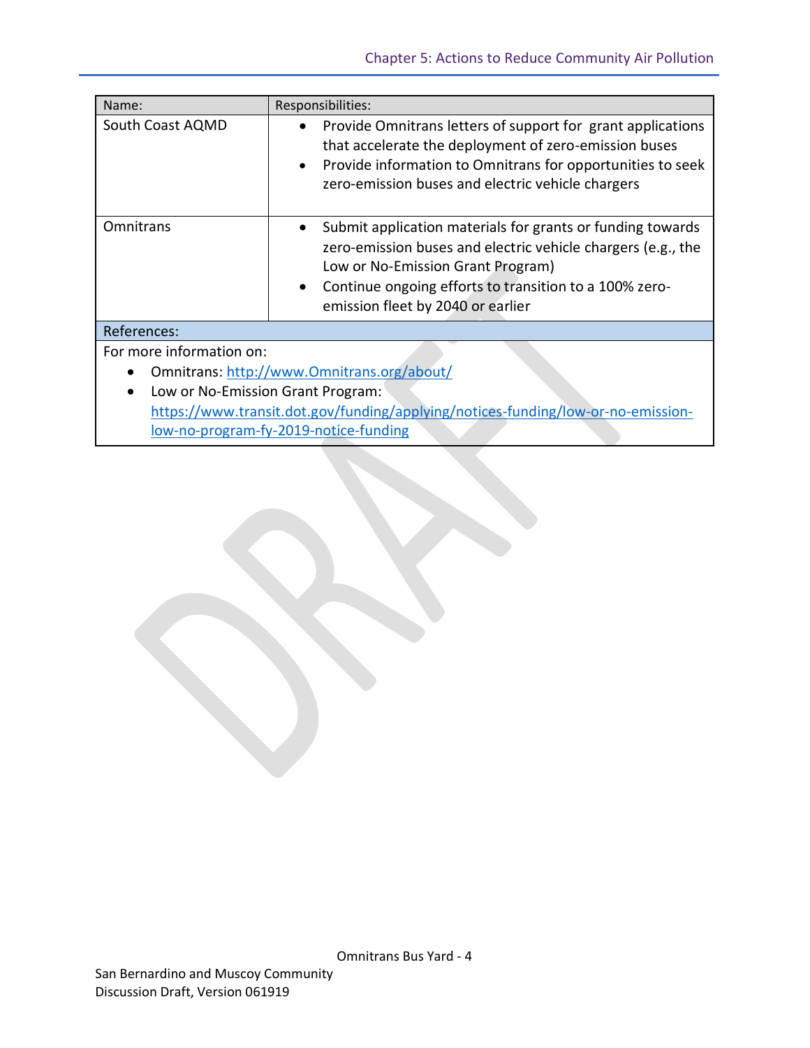| Name: | Responsibilities: |
|---|---|
| South Coast AQMD | • Provide Omnitrans letters of support for grant applications that accelerate the deployment of zero-emission buses<br>• Provide information to Omnitrans for opportunities to seek zero-emission buses and electric vehicle chargers |
| Omnitrans | • Submit application materials for grants or funding towards zero-emission buses and electric vehicle chargers (e.g., the Low or No-Emission Grant Program)<br>• Continue ongoing efforts to transition to a 100% zero-emission fleet by 2040 or earlier |

**References:**

For more information on:

- Omnitrans: http://www.Omnitrans.org/about/
- Low or No-Emission Grant Program: https://www.transit.dot.gov/funding/applying/notices-funding/low-or-no-emission-low-no-program-fy-2019-notice-funding